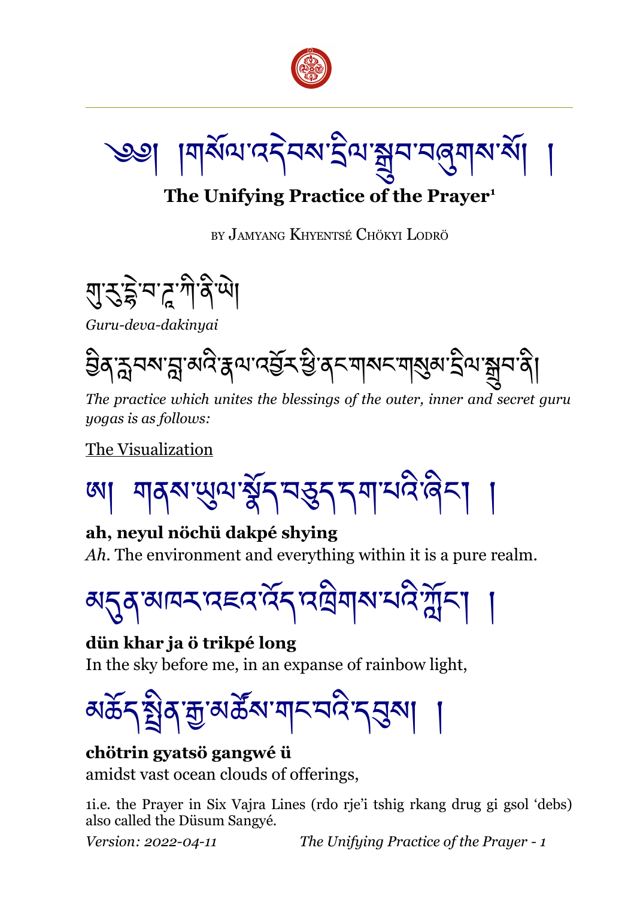# ༄༅། །གསོལ་འདེབས་དྲིལ་སྒྲུབ་བཞུགས་སོ། །

## The Unifying Practice of the Prayer[1]

BY JAMYANG KHYENTSÉ CHÖKYI LODRÖ

གུ་རུ་དྷེ་བ་ཌཱ་ཀི་ནི་ཡེ།

*Guru-deva-dakinyai*

བྱིན་རླབས་བླ་མའི་རྣལ་འབྱོར་ཕྱི་ནང་གསང་གསུམ་དྲིལ་སྒྲུབ་ནི།

*The practice which unites the blessings of the outer, inner and secret guru yogas is as follows:*

The Visualization

ཨཿ གནས་ཡུལ་སྣོད་བཅུད་དག་པའི་ཞིང་། །

**ah, neyul nöchü dakpé shying**

*Ah*. The environment and everything within it is a pure realm.

མདུན་མཁར་འཇའ་འོད་འཁྲིགས་པའི་ཀློང་། །

**dün khar ja ö trikpé long**

In the sky before me, in an expanse of rainbow light,

མཆོད་སྤྲིན་རྒྱ་མཚོས་གང་བའི་དབུས། །

**chötrin gyatsö gangwé ü**

amidst vast ocean clouds of offerings,

[1] i.e. the Prayer in Six Vajra Lines (rdo rje'i tshig rkang drug gi gsol 'debs) also called the Düsum Sangyé.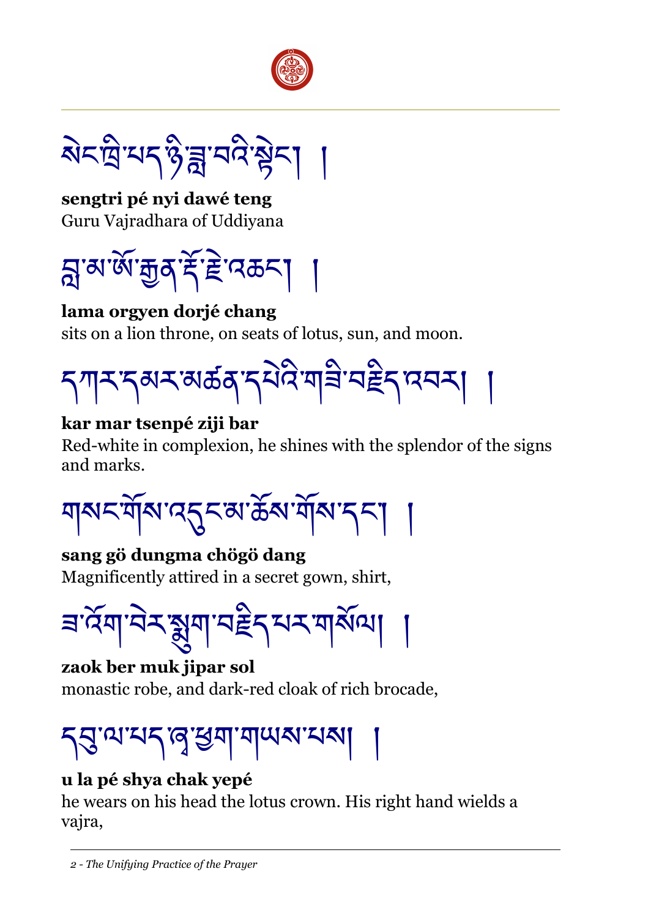སེང་ཁྲི་པད་ཉི་ཟླ་བའི་སྟེང་། །

**sengtri pé nyi dawé teng**
Guru Vajradhara of Uddiyana

བླ་མ་ཨོ་རྒྱན་རྡོ་རྗེ་འཆང་། །

**lama orgyen dorjé chang**
sits on a lion throne, on seats of lotus, sun, and moon.

དཀར་དམར་མཚན་དཔེའི་གཟི་བརྗིད་འབར། །

**kar mar tsenpé ziji bar**
Red-white in complexion, he shines with the splendor of the signs and marks.

གསང་གོས་འདུང་མ་ཆོས་གོས་དང་། །

**sang gö dungma chögö dang**
Magnificently attired in a secret gown, shirt,

ཟ་འོག་བེར་སྨུག་བརྗིད་པར་གསོལ། །

**zaok ber muk jipar sol**
monastic robe, and dark-red cloak of rich brocade,

དབུ་ལ་པད་ཞྭ་ཕྱག་གཡས་པས། །

**u la pé shya chak yepé**
he wears on his head the lotus crown. His right hand wields a vajra,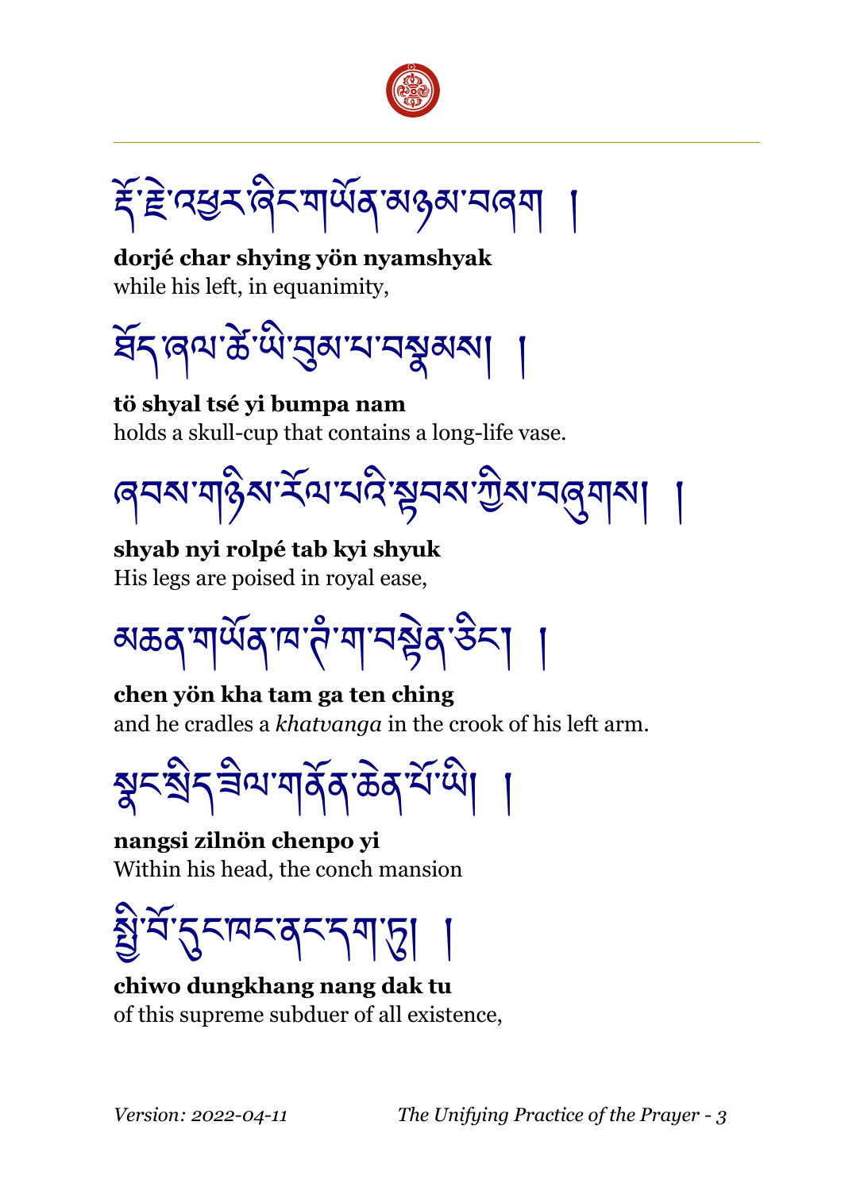རྡོ་རྗེ་འཕྱར་ཞིང་གཡོན་མཉམ་བཞག །

**dorjé char shying yön nyamshyak**
while his left, in equanimity,

ཐོད་ཞལ་ཚེ་ཡི་བུམ་པ་བསྣམས། །

**tö shyal tsé yi bumpa nam**
holds a skull-cup that contains a long-life vase.

ཞབས་གཉིས་རོལ་པའི་སྟབས་ཀྱིས་བཞུགས། །

**shyab nyi rolpé tab kyi shyuk**
His legs are poised in royal ease,

མཆན་གཡོན་ཁ་ཊཾ་ག་བསྟེན་ཅིང་། །

**chen yön kha tam ga ten ching**
and he cradles a *khatvanga* in the crook of his left arm.

སྣང་སྲིད་ཟིལ་གནོན་ཆེན་པོ་ཡི། །

**nangsi zilnön chenpo yi**
Within his head, the conch mansion

སྤྱི་བོ་དུང་ཁང་ནང་དག་ཏུ། །

**chiwo dungkhang nang dak tu**
of this supreme subduer of all existence,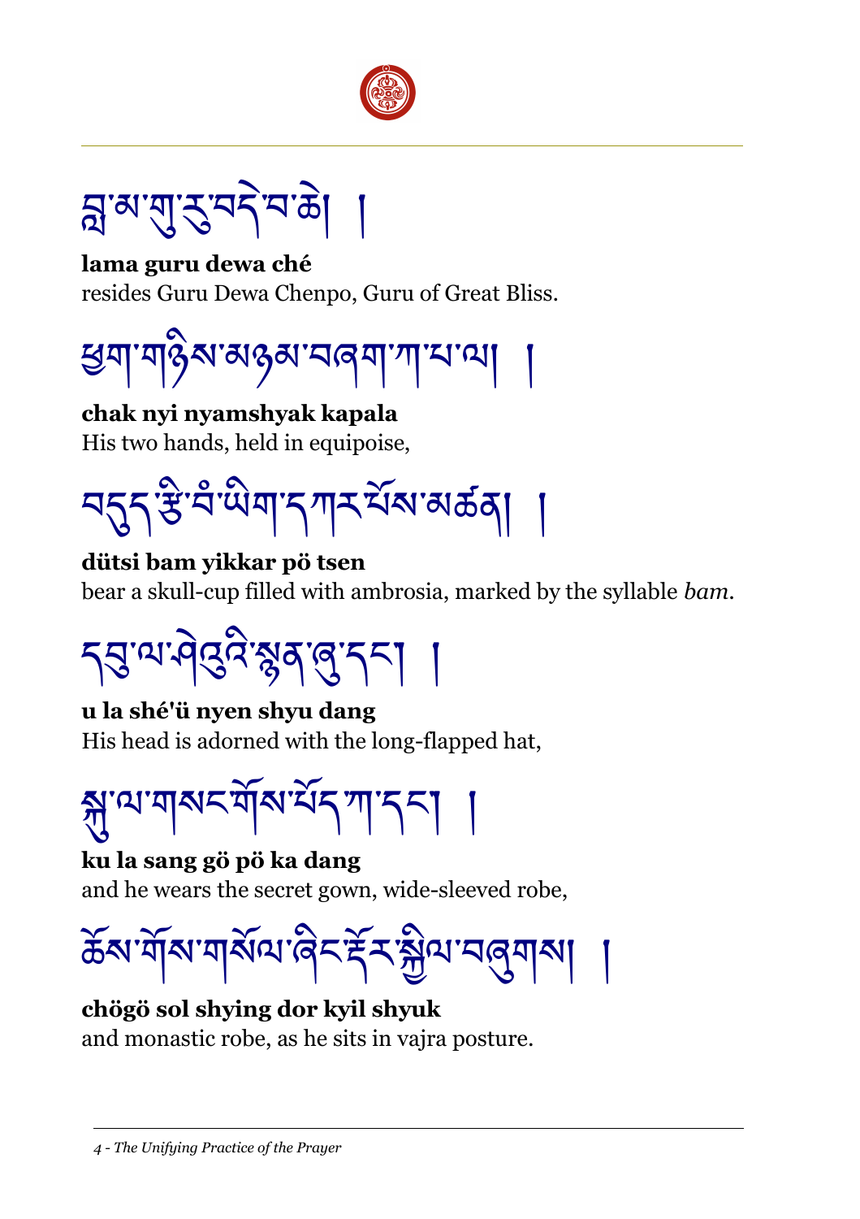བླ་མ་གུ་རུ་བདེ་བ་ཆེ། །

**lama guru dewa ché**
resides Guru Dewa Chenpo, Guru of Great Bliss.

ཕྱག་གཉིས་མཉམ་བཞག་ཀ་པ་ལ། །

**chak nyi nyamshyak kapala**
His two hands, held in equipoise,

བདུད་རྩི་བཾ་ཡིག་དཀར་པོས་མཚན། །

**dütsi bam yikkar pö tsen**
bear a skull-cup filled with ambrosia, marked by the syllable *bam*.

དབུ་ལ་ཤེའུའི་སྙན་ཞུ་དང་། །

**u la shé'ü nyen shyu dang**
His head is adorned with the long-flapped hat,

སྐུ་ལ་གསང་གོས་པོད་ཀ་དང་། །

**ku la sang gö pö ka dang**
and he wears the secret gown, wide-sleeved robe,

ཆོས་གོས་གསོལ་ཞིང་རྡོར་སྐྱིལ་བཞུགས། །

**chögö sol shying dor kyil shyuk**
and monastic robe, as he sits in vajra posture.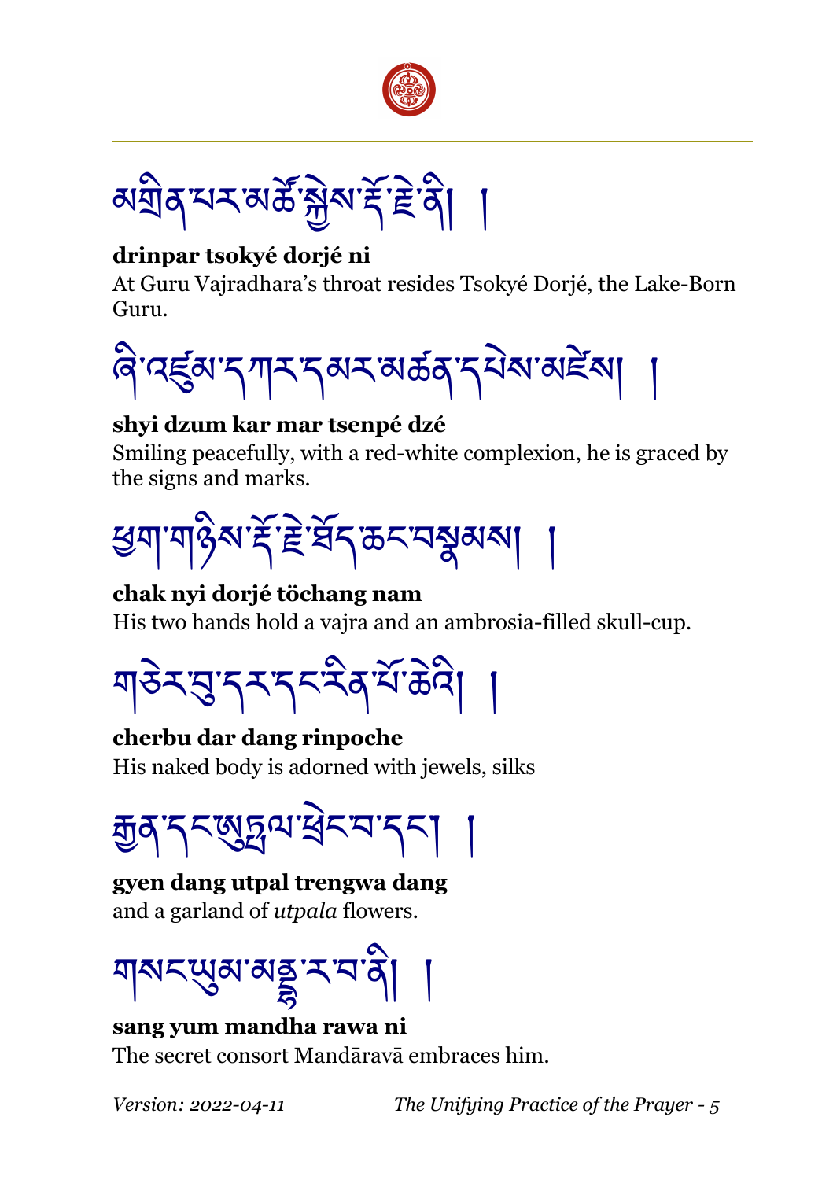མགྲིན་པར་མཚོ་སྐྱེས་རྡོ་རྗེ་ནི། །

**drinpar tsokyé dorjé ni**
At Guru Vajradhara's throat resides Tsokyé Dorjé, the Lake-Born Guru.

ཞི་འཛུམ་དཀར་དམར་མཚན་དཔེས་མཛེས། །

**shyi dzum kar mar tsenpé dzé**
Smiling peacefully, with a red-white complexion, he is graced by the signs and marks.

ཕྱག་གཉིས་རྡོ་རྗེ་ཐོད་ཆང་བསྣམས། །

**chak nyi dorjé töchang nam**
His two hands hold a vajra and an ambrosia-filled skull-cup.

གཅེར་བུ་དར་དང་རིན་པོ་ཆེའི། །

**cherbu dar dang rinpoche**
His naked body is adorned with jewels, silks

རྒྱན་དང་ཨུཏྤལ་ཕྲེང་བ་དང་། །

**gyen dang utpal trengwa dang**
and a garland of *utpala* flowers.

གསང་ཡུམ་མནྡཱ་ར་བ་ནི། །

**sang yum mandha rawa ni**
The secret consort Mandāravā embraces him.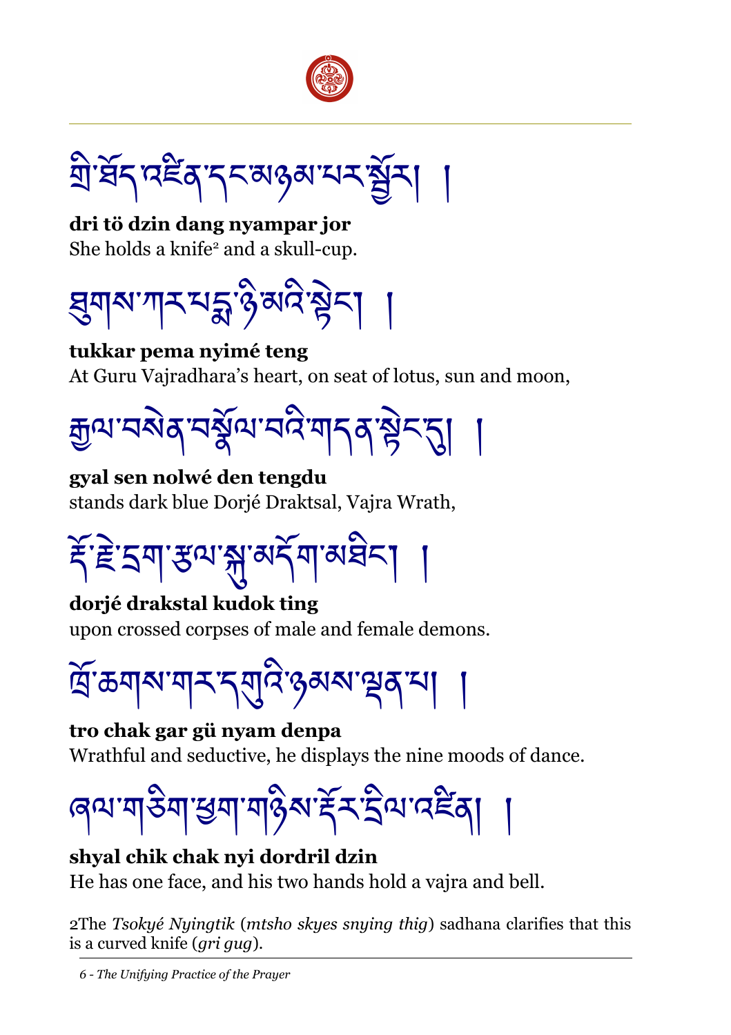གྲི་ཐོད་འཛིན་དང་མཉམ་པར་སྦྱོར། །

**dri tö dzin dang nyampar jor**
She holds a knife[2] and a skull-cup.

ཐུགས་ཀར་པདྨ་ཉི་མའི་སྟེང་། །

**tukkar pema nyimé teng**
At Guru Vajradhara's heart, on seat of lotus, sun and moon,

རྒྱལ་བསེན་བསྣོལ་བའི་གདན་སྟེང་དུ། །

**gyal sen nolwé den tengdu**
stands dark blue Dorjé Draktsal, Vajra Wrath,

རྡོ་རྗེ་དྲག་རྩལ་སྐུ་མདོག་མཐིང་། །

**dorjé drakstal kudok ting**
upon crossed corpses of male and female demons.

ཁྲོ་ཆགས་གར་དགུའི་ཉམས་ལྡན་པ། །

**tro chak gar gü nyam denpa**
Wrathful and seductive, he displays the nine moods of dance.

ཞལ་གཅིག་ཕྱག་གཉིས་རྡོར་དྲིལ་འཛིན། །

**shyal chik chak nyi dordril dzin**
He has one face, and his two hands hold a vajra and bell.

---

2The *Tsokyé Nyingtik* (*mtsho skyes snying thig*) sadhana clarifies that this is a curved knife (*gri gug*).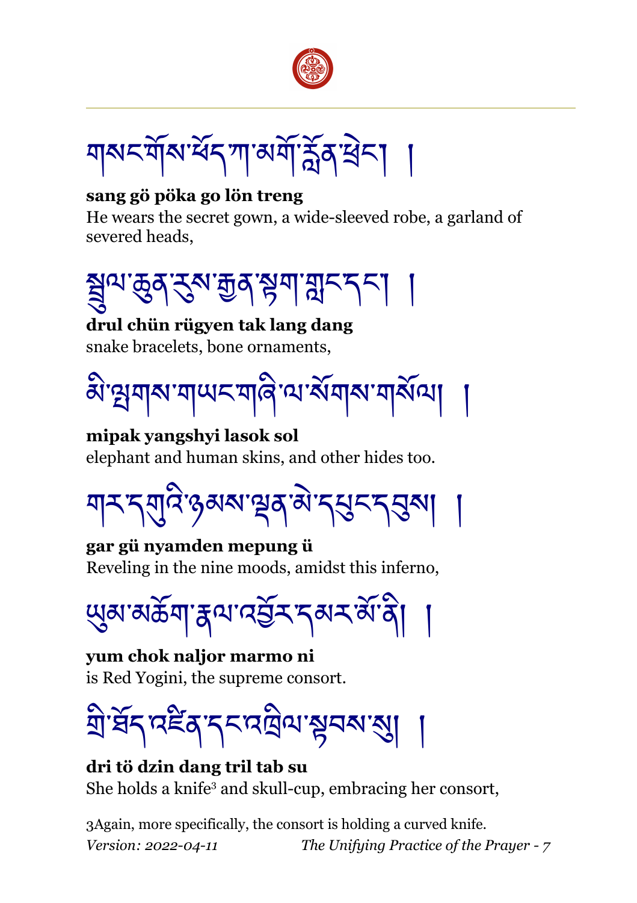གསང་གོས་པོད་ཀ་མགོ་ལྟོན་ཕྲེང་། །

**sang gö pöka go lön treng**
He wears the secret gown, a wide-sleeved robe, a garland of severed heads,

སྦྲུལ་ཆུན་རུས་རྒྱན་སྟག་གླང་དང་། །

**drul chün rügyen tak lang dang**
snake bracelets, bone ornaments,

མི་ལྤགས་གཡང་གཞི་ལ་སོགས་གསོལ། །

**mipak yangshyi lasok sol**
elephant and human skins, and other hides too.

གར་དགུའི་ཉམས་ལྡན་མེ་དཔུང་དབུས། །

**gar gü nyamden mepung ü**
Reveling in the nine moods, amidst this inferno,

ཡུམ་མཆོག་རྣལ་འབྱོར་དམར་མོ་ནི། །

**yum chok naljor marmo ni**
is Red Yogini, the supreme consort.

གྲི་ཐོད་འཛིན་དང་འཁྲིལ་སྟབས་སུ། །

**dri tö dzin dang tril tab su**
She holds a knife[3] and skull-cup, embracing her consort,

[3] Again, more specifically, the consort is holding a curved knife.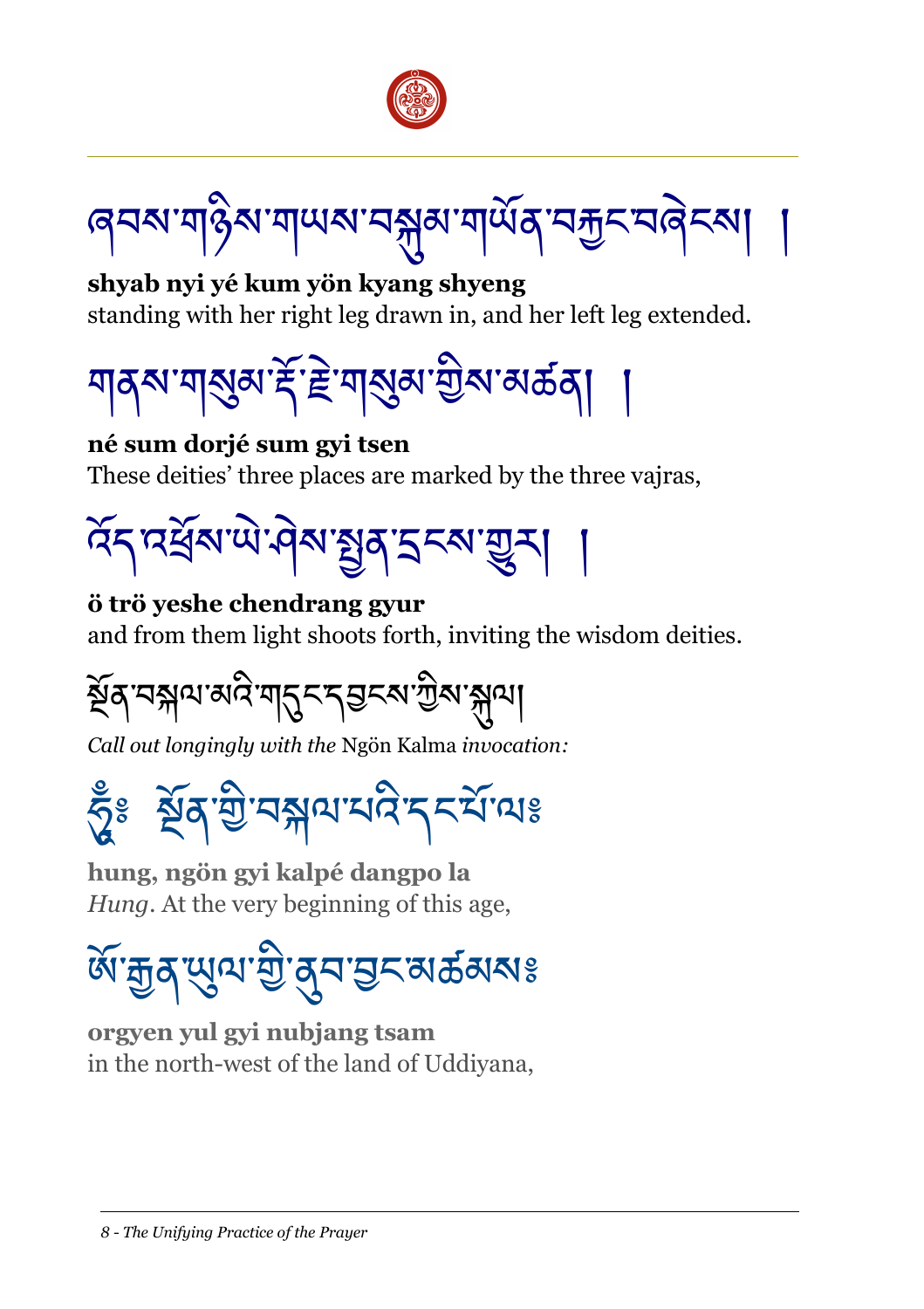ཞབས་གཉིས་གཡས་བསྐུམ་གཡོན་བརྐྱང་བཞེངས། །

**shyab nyi yé kum yön kyang shyeng**
standing with her right leg drawn in, and her left leg extended.

གནས་གསུམ་རྡོ་རྗེ་གསུམ་གྱིས་མཚན། །

**né sum dorjé sum gyi tsen**
These deities' three places are marked by the three vajras,

འོད་འཕྲོས་ཡེ་ཤེས་སྤྱན་དྲངས་གྱུར། །

**ö trö yeshe chendrang gyur**
and from them light shoots forth, inviting the wisdom deities.

སྔོན་བསྐལ་མའི་གདུང་དབྱངས་ཀྱིས་སྐུལ།

*Call out longingly with the* Ngön Kalma *invocation:*

ཧཱུྃ༔ སྔོན་གྱི་བསྐལ་པའི་དང་པོ་ལ༔

**hung, ngön gyi kalpé dangpo la**
*Hung*. At the very beginning of this age,

ཨོ་རྒྱན་ཡུལ་གྱི་ནུབ་བྱང་མཚམས༔

**orgyen yul gyi nubjang tsam**
in the north-west of the land of Uddiyana,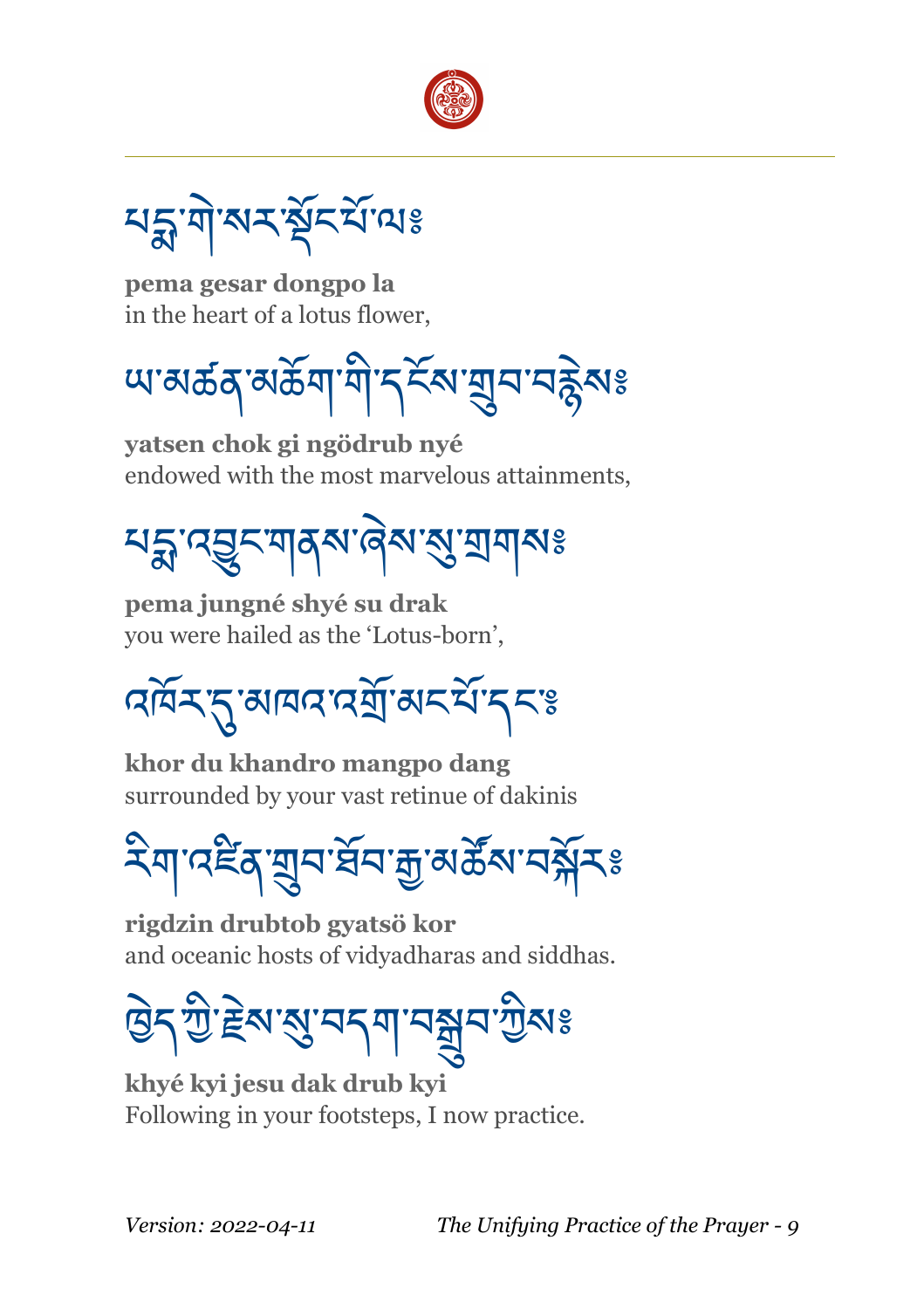པདྨ་གེ་སར་སྡོང་པོ་ལ༔

**pema gesar dongpo la**
in the heart of a lotus flower,

ཡ་མཚན་མཆོག་གི་དངོས་གྲུབ་བརྙེས༔

**yatsen chok gi ngödrub nyé**
endowed with the most marvelous attainments,

པདྨ་འབྱུང་གནས་ཞེས་སུ་གྲགས༔

**pema jungné shyé su drak**
you were hailed as the 'Lotus-born',

འཁོར་དུ་མཁའ་འགྲོ་མང་པོ་དང༔

**khor du khandro mangpo dang**
surrounded by your vast retinue of dakinis

རིག་འཛིན་གྲུབ་ཐོབ་རྒྱ་མཚོས་བསྐོར༔

**rigdzin drubtob gyatsö kor**
and oceanic hosts of vidyadharas and siddhas.

ཁྱེད་ཀྱི་རྗེས་སུ་བདག་བསྒྲུབ་ཀྱིས༔

**khyé kyi jesu dak drub kyi**
Following in your footsteps, I now practice.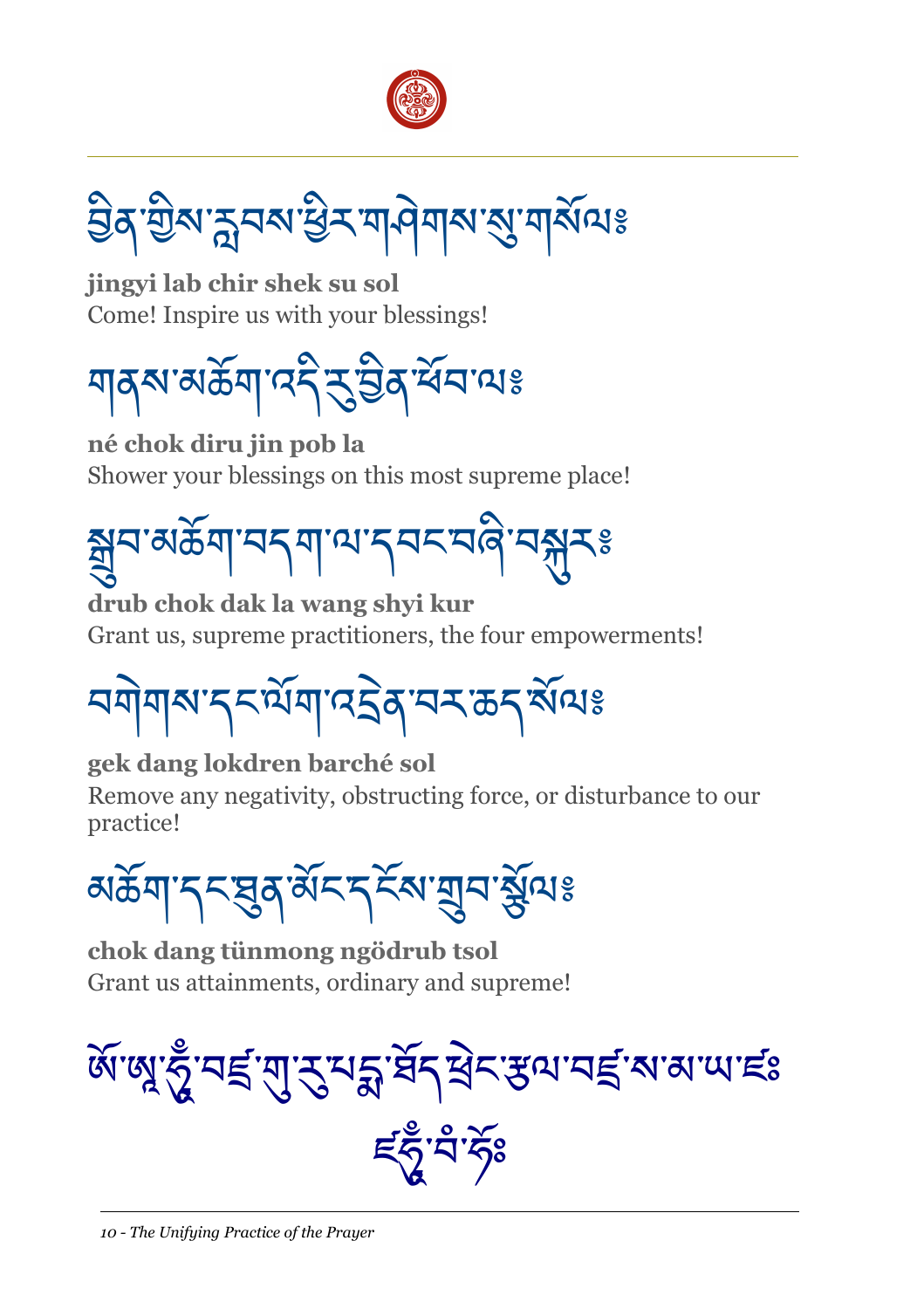བྱིན་གྱིས་རླབས་ཕྱིར་གཤེགས་སུ་གསོལ༔

**jingyi lab chir shek su sol**
Come! Inspire us with your blessings!

གནས་མཆོག་འདི་རུ་བྱིན་ཕོབ་ལ༔

**né chok diru jin pob la**
Shower your blessings on this most supreme place!

སྒྲུབ་མཆོག་བདག་ལ་དབང་བཞི་བསྐུར༔

**drub chok dak la wang shyi kur**
Grant us, supreme practitioners, the four empowerments!

བགེགས་དང་ལོག་འདྲེན་བར་ཆད་སོལ༔

**gek dang lokdren barché sol**
Remove any negativity, obstructing force, or disturbance to our practice!

མཆོག་དང་ཐུན་མོང་དངོས་གྲུབ་སྩོལ༔

**chok dang tünmong ngödrub tsol**
Grant us attainments, ordinary and supreme!

ཨོཾ་ཨཱཿཧཱུྃ་བཛྲ་གུ་རུ་པདྨ་ཐོད་ཕྲེང་རྩལ་བཛྲ་ས་མ་ཡ་ཛཿ ཛཿཧཱུྃ་བཾ་ཧོཿ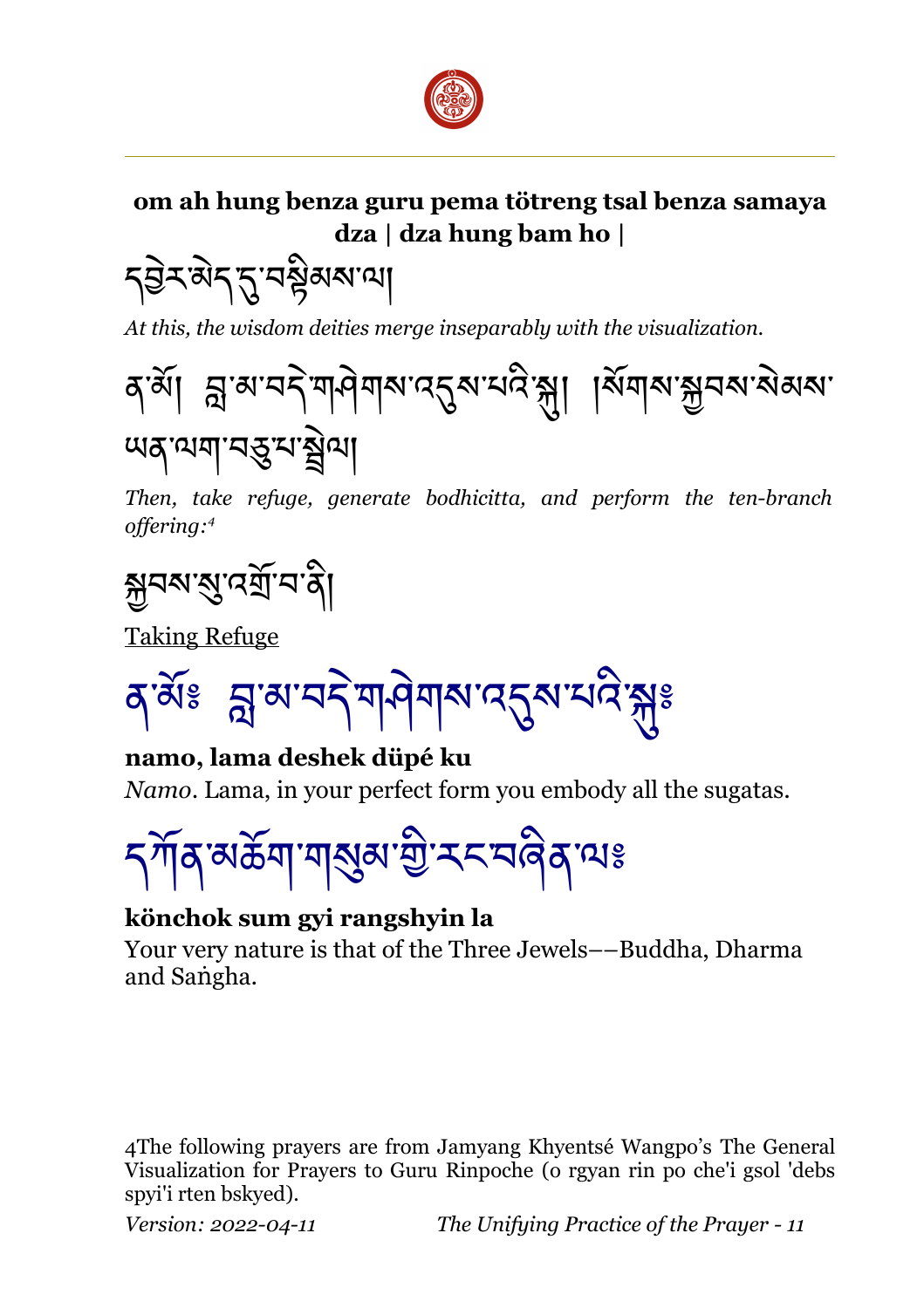**om ah hung benza guru pema tötreng tsal benza samaya dza | dza hung bam ho |**

དབྱེར་མེད་དུ་བསྟིམས་ལ།

*At this, the wisdom deities merge inseparably with the visualization.*

ན་མོ། བླ་མ་བདེ་གཤེགས་འདུས་པའི་སྐུ། །སོགས་སྐྱབས་སེམས་ཡན་ལག་བདུན་པ་སྦྱོལ།

*Then, take refuge, generate bodhicitta, and perform the ten-branch offering:*[4]

སྐྱབས་སུ་འགྲོ་བ་ནི།

Taking Refuge

ན་མོཿ བླ་མ་བདེ་གཤེགས་འདུས་པའི་སྐུཿ

**namo, lama deshek düpé ku**

*Namo*. Lama, in your perfect form you embody all the sugatas.

དཀོན་མཆོག་གསུམ་གྱི་རང་བཞིན་ལཿ

**könchok sum gyi rangshyin la**

Your very nature is that of the Three Jewels––Buddha, Dharma and Saṅgha.

4The following prayers are from Jamyang Khyentsé Wangpo’s The General Visualization for Prayers to Guru Rinpoche (o rgyan rin po che'i gsol 'debs spyi'i rten bskyed).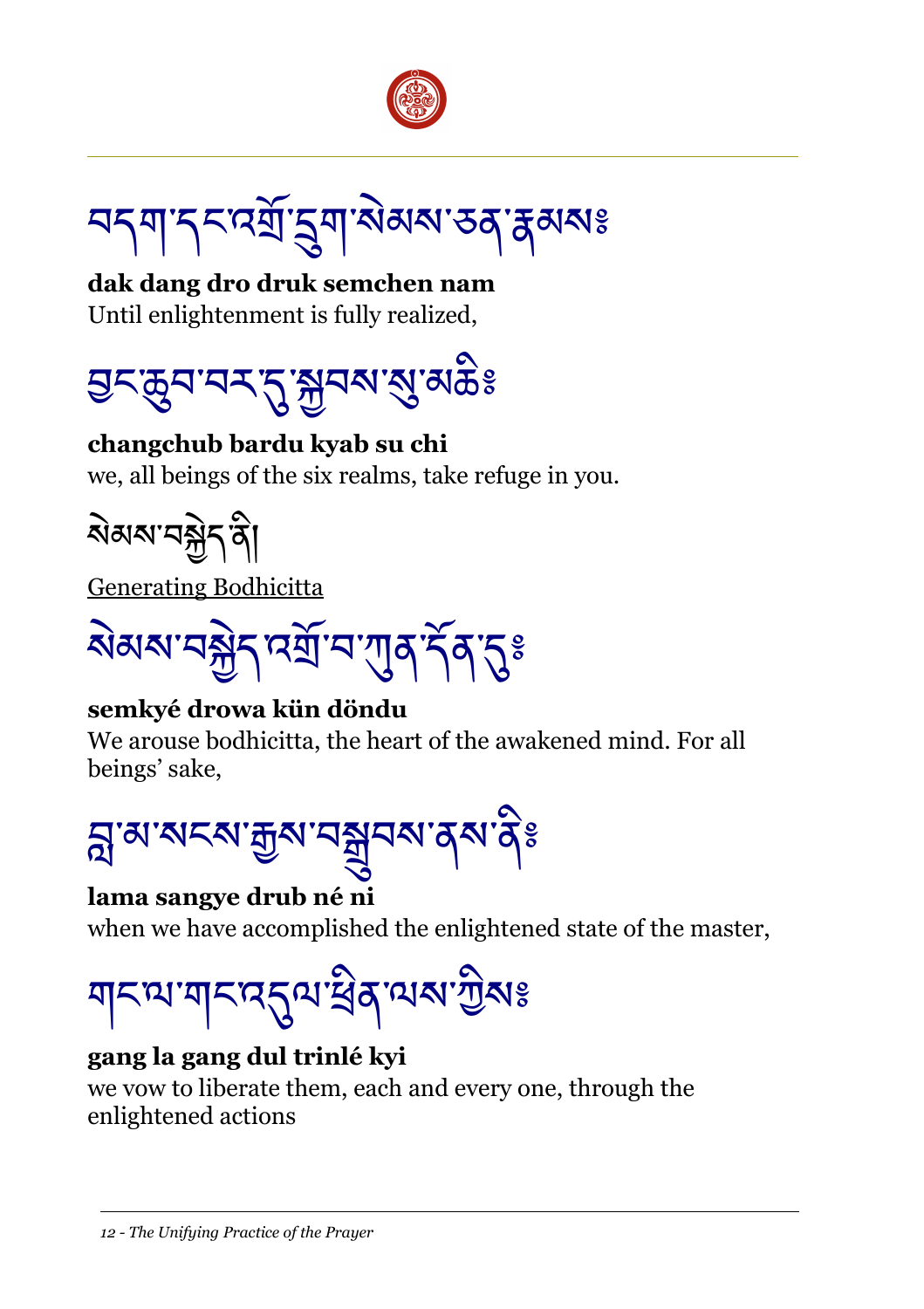བདག་དང་འགྲོ་དྲུག་སེམས་ཅན་རྣམས༔

**dak dang dro druk semchen nam**
Until enlightenment is fully realized,

བྱང་ཆུབ་བར་དུ་སྐྱབས་སུ་མཆི༔

**changchub bardu kyab su chi**
we, all beings of the six realms, take refuge in you.

སེམས་བསྐྱེད་ནི།

Generating Bodhicitta

སེམས་བསྐྱེད་འགྲོ་བ་ཀུན་དོན་དུ༔

**semkyé drowa kün döndu**
We arouse bodhicitta, the heart of the awakened mind. For all beings' sake,

བླ་མ་སངས་རྒྱས་བསྒྲུབས་ནས་ནི༔

**lama sangye drub né ni**
when we have accomplished the enlightened state of the master,

གང་ལ་གང་འདུལ་ཕྲིན་ལས་ཀྱིས༔

**gang la gang dul trinlé kyi**
we vow to liberate them, each and every one, through the enlightened actions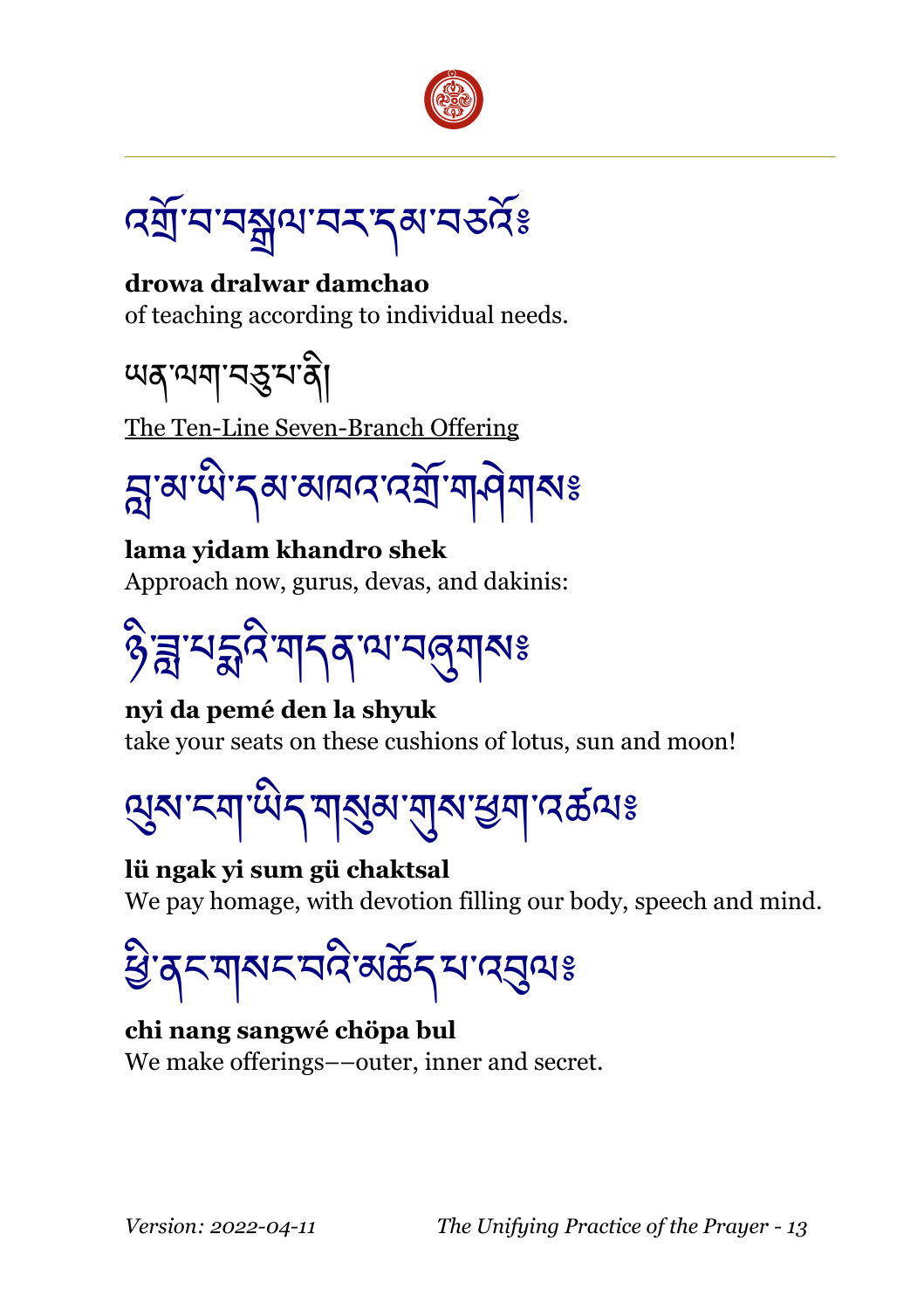འགྲོ་བ་བསྒྲལ་བར་དམ་བཅའོ༔

**drowa dralwar damchao**
of teaching according to individual needs.

ཡན་ལག་བདུན་པ་ནི།

The Ten-Line Seven-Branch Offering

བླ་མ་ཡི་དམ་མཁའ་འགྲོ་གཤེགས༔

**lama yidam khandro shek**
Approach now, gurus, devas, and dakinis:

ཉི་ཟླ་པདྨའི་གདན་ལ་བཞུགས༔

**nyi da pemé den la shyuk**
take your seats on these cushions of lotus, sun and moon!

ལུས་ངག་ཡིད་གསུམ་གུས་ཕྱག་འཚལ༔

**lü ngak yi sum gü chaktsal**
We pay homage, with devotion filling our body, speech and mind.

ཕྱི་ནང་གསང་བའི་མཆོད་པ་འབུལ༔

**chi nang sangwé chöpa bul**
We make offerings––outer, inner and secret.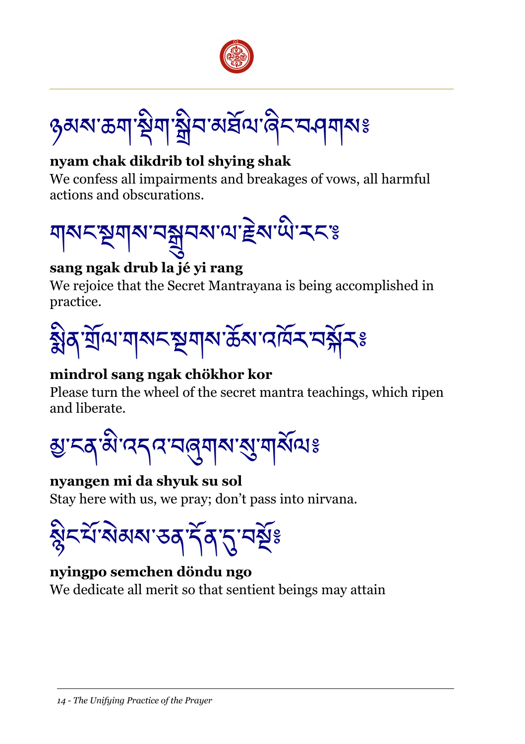ཉམས་ཆག་སྡིག་སྒྲིབ་མཐོལ་ཞིང་བཤགས༔

**nyam chak dikdrib tol shying shak**
We confess all impairments and breakages of vows, all harmful actions and obscurations.

གསང་སྔགས་བསྒྲུབས་ལ་རྗེས་ཡི་རང༔

**sang ngak drub la jé yi rang**
We rejoice that the Secret Mantrayana is being accomplished in practice.

སྨིན་གྲོལ་གསང་སྔགས་ཆོས་འཁོར་བསྐོར༔

**mindrol sang ngak chökhor kor**
Please turn the wheel of the secret mantra teachings, which ripen and liberate.

མྱ་ངན་མི་འདའ་བཞུགས་སུ་གསོལ༔

**nyangen mi da shyuk su sol**
Stay here with us, we pray; don't pass into nirvana.

སྙིང་པོ་སེམས་ཅན་དོན་དུ་བསྔོ༔

**nyingpo semchen döndu ngo**
We dedicate all merit so that sentient beings may attain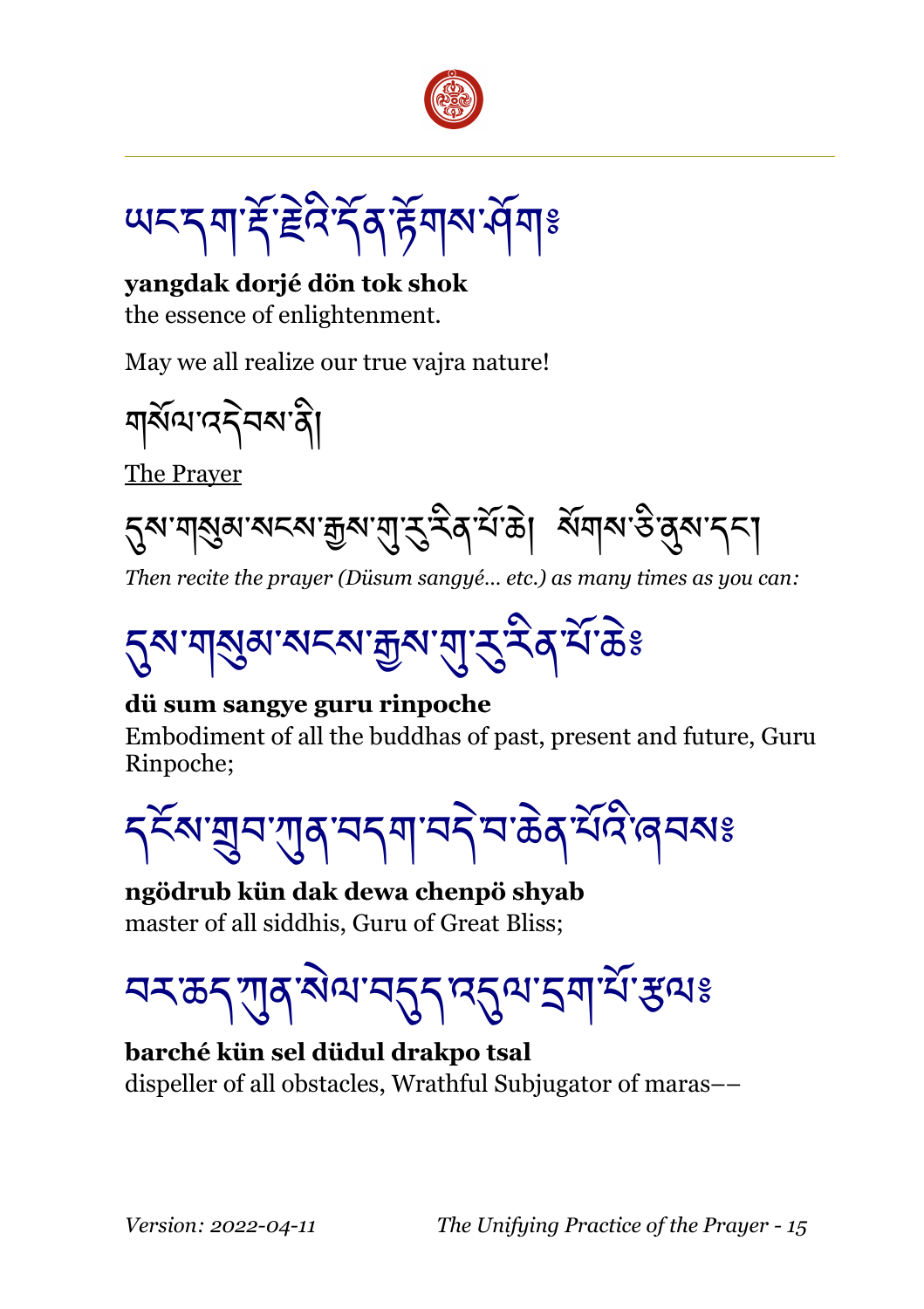ཡང་དག་རྡོ་རྗེའི་དོན་རྟོགས་ཤོག༔

**yangdak dorjé dön tok shok**
the essence of enlightenment.

May we all realize our true vajra nature!

གསོལ་འདེབས་ནི།

<u>The Prayer</u>

དུས་གསུམ་སངས་རྒྱས་གུ་རུ་རིན་པོ་ཆེ། སོགས་ཅི་ནུས་དང་།

*Then recite the prayer (Düsum sangyé... etc.) as many times as you can:*

དུས་གསུམ་སངས་རྒྱས་གུ་རུ་རིན་པོ་ཆེ༔

**dü sum sangye guru rinpoche**
Embodiment of all the buddhas of past, present and future, Guru Rinpoche;

དངོས་གྲུབ་ཀུན་བདག་བདེ་བ་ཆེན་པོའི་ཞབས༔

**ngödrub kün dak dewa chenpö shyab**
master of all siddhis, Guru of Great Bliss;

བར་ཆད་ཀུན་སེལ་བདུད་འདུལ་དྲག་པོ་རྩལ༔

**barché kün sel düdul drakpo tsal**
dispeller of all obstacles, Wrathful Subjugator of maras––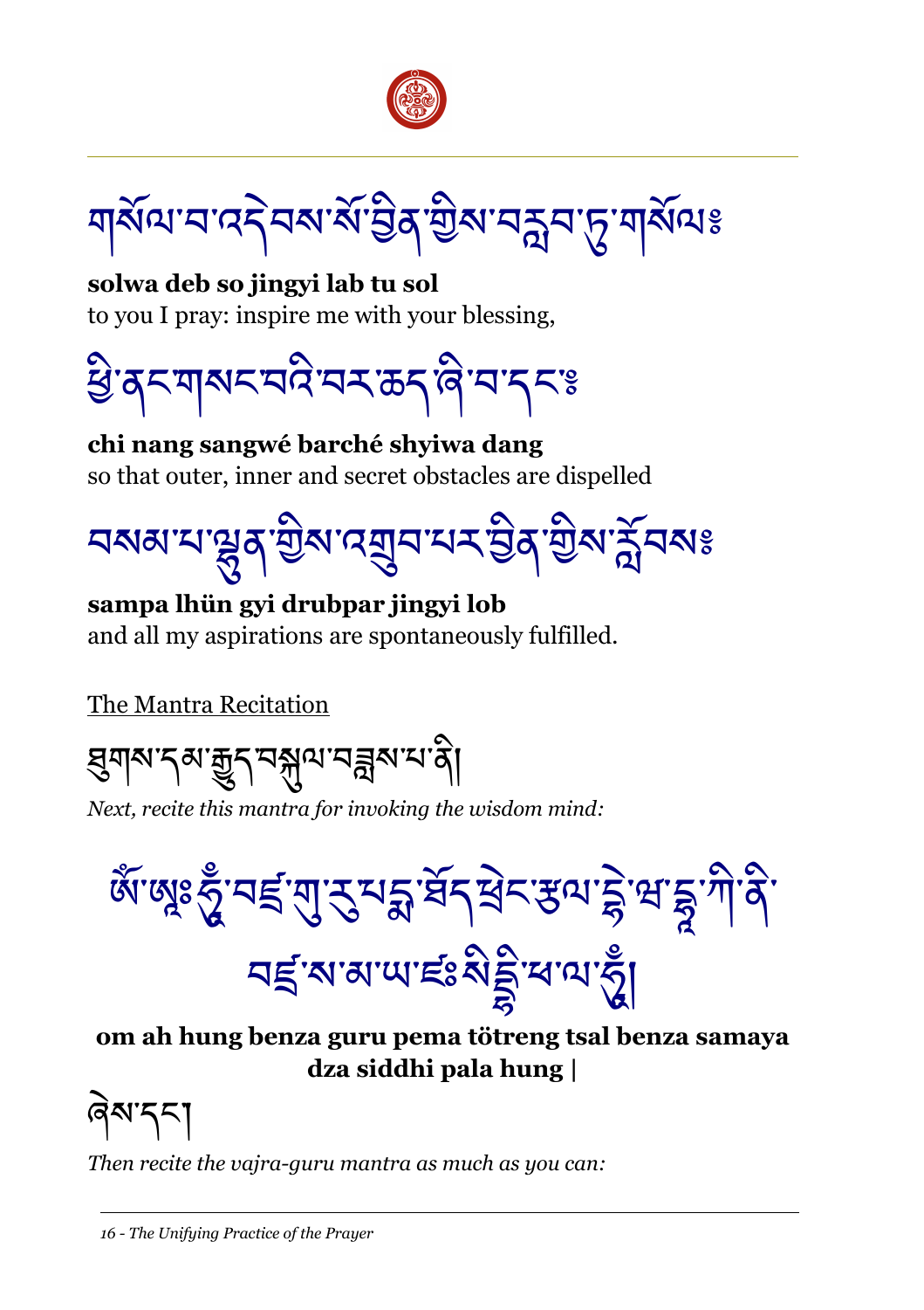གསོལ་བ་འདེབས་སོ་བྱིན་གྱིས་བརླབ་ཏུ་གསོལ༔

**solwa deb so jingyi lab tu sol**
to you I pray: inspire me with your blessing,

ཕྱི་ནང་གསང་བའི་བར་ཆད་ཞི་བ་དང༔

**chi nang sangwé barché shyiwa dang**
so that outer, inner and secret obstacles are dispelled

བསམ་པ་ལྷུན་གྱིས་འགྲུབ་པར་བྱིན་གྱིས་རློབས༔

**sampa lhün gyi drubpar jingyi lob**
and all my aspirations are spontaneously fulfilled.

The Mantra Recitation

ཐུགས་དམ་རྒྱུད་བསྐུལ་བཟླས་པ་ནི།

*Next, recite this mantra for invoking the wisdom mind:*

ཨོཾ་ཨཱཿཧཱུྃ་བཛྲ་གུ་རུ་པདྨ་ཐོད་ཕྲེང་རྩལ་ཝཛྲ་ས་མ་ཡ་ཛཿསིདྡྷི་ཕ་ལ་ཧཱུྃ།

**om ah hung benza guru pema tötreng tsal benza samaya dza siddhi pala hung |**

ཞེས་དང་།

*Then recite the vajra-guru mantra as much as you can:*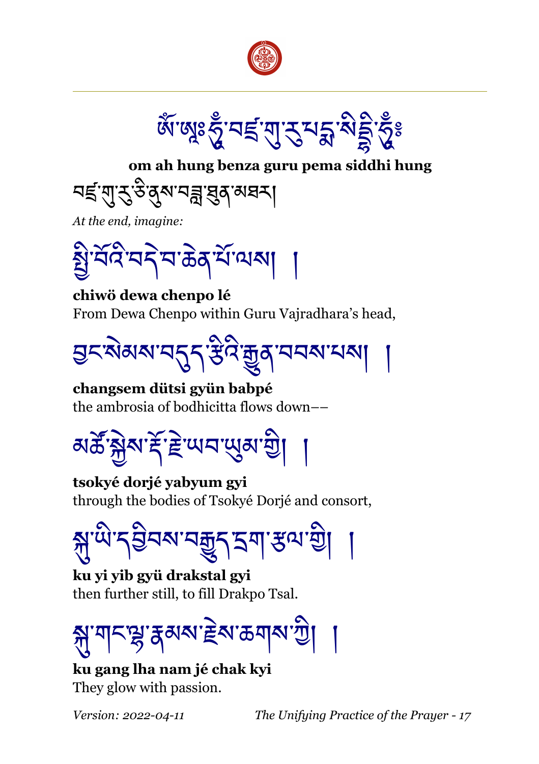ཨོཾ་ཨཱཿཧཱུྃ་བཛྲ་གུ་རུ་པདྨ་སིདྡྷི་ཧཱུྃ༔

**om ah hung benza guru pema siddhi hung**

བཛྲ་གུ་རུ་ཅི་ནུས་བཟླ་ཐུན་མཐར།

*At the end, imagine:*

སྤྱི་བོའི་བདེ་བ་ཆེན་པོ་ལས། །

**chiwö dewa chenpo lé**
From Dewa Chenpo within Guru Vajradhara's head,

བྱང་སེམས་བདུད་རྩིའི་རྒྱུན་བབས་པས། །

**changsem dütsi gyün babpé**
the ambrosia of bodhicitta flows down––

མཚོ་སྐྱེས་རྡོ་རྗེ་ཡབ་ཡུམ་གྱི། །

**tsokyé dorjé yabyum gyi**
through the bodies of Tsokyé Dorjé and consort,

སྐུ་ཡི་དབྱིབས་བརྒྱུད་དྲག་རྩལ་གྱི། །

**ku yi yib gyü drakstal gyi**
then further still, to fill Drakpo Tsal.

སྐུ་གང་ལྷ་རྣམས་རྗེས་ཆགས་ཀྱི། །

**ku gang lha nam jé chak kyi**
They glow with passion.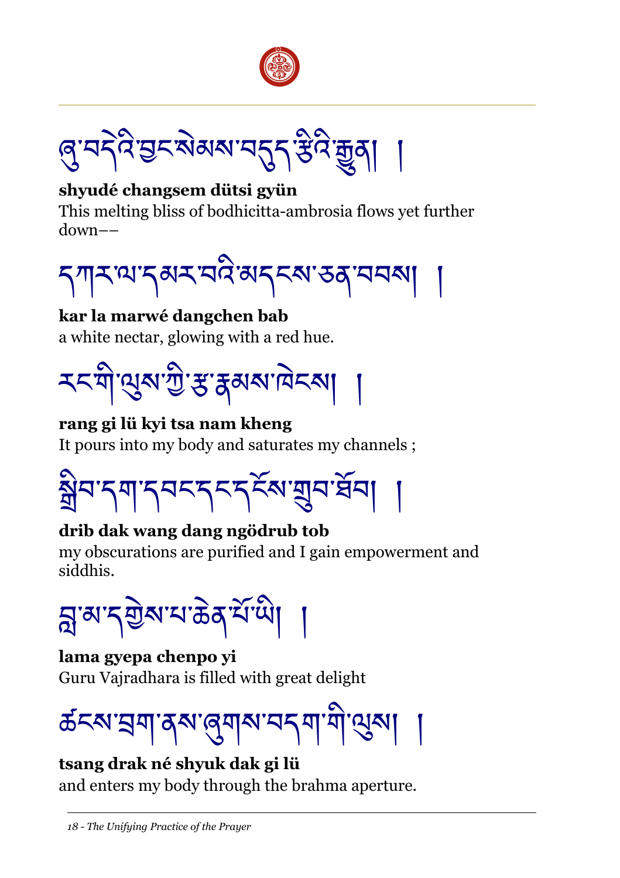ཞུ་བདེའི་བྱང་སེམས་བདུད་རྩིའི་རྒྱུན། །

**shyudé changsem dütsi gyün**

This melting bliss of bodhicitta-ambrosia flows yet further down––

དཀར་ལ་དམར་བའི་མདངས་ཅན་བབས། །

**kar la marwé dangchen bab**

a white nectar, glowing with a red hue.

རང་གི་ལུས་ཀྱི་རྩ་རྣམས་ཁེངས། །

**rang gi lü kyi tsa nam kheng**

It pours into my body and saturates my channels ;

སྒྲིབ་དག་དབང་དང་དངོས་གྲུབ་ཐོབ། །

**drib dak wang dang ngödrub tob**

my obscurations are purified and I gain empowerment and siddhis.

བླ་མ་དགྱེས་པ་ཆེན་པོ་ཡི། །

**lama gyepa chenpo yi**

Guru Vajradhara is filled with great delight

ཚངས་བྲག་ནས་ཞུགས་བདག་གི་ལུས། །

**tsang drak né shyuk dak gi lü**

and enters my body through the brahma aperture.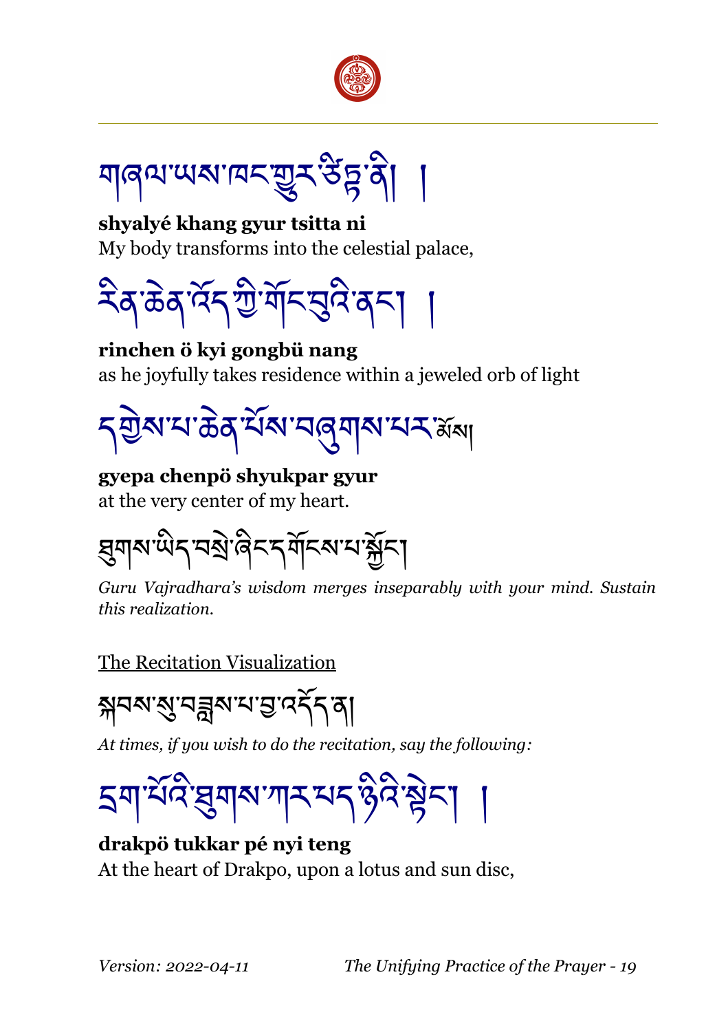གཞལ་ཡས་ཁང་གྱུར་ཙིཏྟ་ནི། །

**shyalyé khang gyur tsitta ni**
My body transforms into the celestial palace,

རིན་ཆེན་འོད་ཀྱི་གོང་བུའི་ནང་། །

**rinchen ö kyi gongbü nang**
as he joyfully takes residence within a jeweled orb of light

དགྱེས་པ་ཆེན་པོས་བཞུགས་པར་སེམས།

**gyepa chenpö shyukpar gyur**
at the very center of my heart.

ཐུགས་ཡིད་བསྲེ་ཞིང་དགོངས་པ་སྐྱོང་།

*Guru Vajradhara's wisdom merges inseparably with your mind. Sustain this realization.*

The Recitation Visualization

སྐབས་སུ་བཟླས་པ་བྱ་འདོད་ན།

*At times, if you wish to do the recitation, say the following:*

དྲག་པོའི་ཐུགས་ཀར་པད་ཉིའི་སྟེང་། །

**drakpö tukkar pé nyi teng**
At the heart of Drakpo, upon a lotus and sun disc,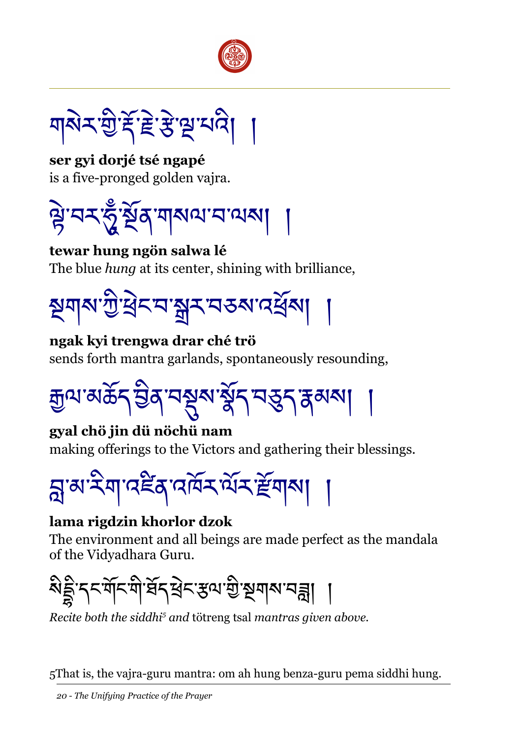གསེར་གྱི་རྡོ་རྗེ་རྩེ་ལྔ་པའི། །

**ser gyi dorjé tsé ngapé**
is a five-pronged golden vajra.

ལྟེ་བར་ཧཱུྃ་སྔོན་གསལ་བ་ལས། །

**tewar hung ngön salwa lé**
The blue *hung* at its center, shining with brilliance,

སྔགས་ཀྱི་ཕྲེང་བ་སྒྲར་བཅས་འཕྲོས། །

**ngak kyi trengwa drar ché trö**
sends forth mantra garlands, spontaneously resounding,

རྒྱལ་མཆོད་བྱིན་བསྡུས་སྣོད་བཅུད་རྣམས། །

**gyal chö jin dü nöchü nam**
making offerings to the Victors and gathering their blessings.

བླ་མ་རིག་འཛིན་འཁོར་ལོར་རྫོགས། །

**lama rigdzin khorlor dzok**
The environment and all beings are made perfect as the mandala of the Vidyadhara Guru.

སིདྡྷི་དང་གོང་གི་ཐོད་ཕྲེང་རྩལ་གྱི་སྔགས་བཟླ། །

*Recite both the siddhi*[5] *and* tötreng tsal *mantras given above.*

5That is, the vajra-guru mantra: om ah hung benza-guru pema siddhi hung.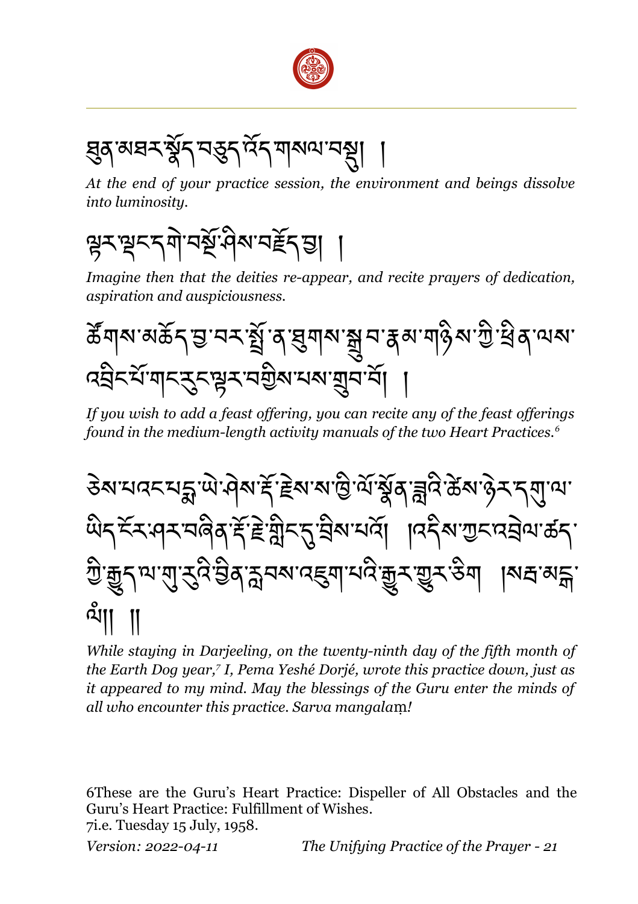ཐུན་མཐར་སྣོད་བཅུད་འོད་གསལ་བསྡུ། །

*At the end of your practice session, the environment and beings dissolve into luminosity.*

ལྡར་ལྡང་དགེ་བསྔོ་ཤིས་བརྗོད་བྱ། །

*Imagine then that the deities re-appear, and recite prayers of dedication, aspiration and auspiciousness.*

ཚོགས་མཆོད་བྱ་བར་སྤྲོ་ན་ཐུགས་སྒྲུབ་རྣམ་གཉིས་ཀྱི་ཕྲིན་ལས་འབྲིང་པོ་གང་རུང་ལྟར་བགྱིས་པས་གྲུབ་པོ། །

*If you wish to add a feast offering, you can recite any of the feast offerings found in the medium-length activity manuals of the two Heart Practices.*[6]

ཅེས་པའང་པདྨ་ཡེ་ཤེས་རྡོ་རྗེས་ས་ཁྱི་ལོ་སྟོན་ཟླའི་ཚེས་ཉེར་དགུ་ལ་ཡིད་ངོར་ཤར་བཞིན་རྡོ་རྗེ་གླིང་དུ་བྲིས་པའོ། །འདིས་ཀྱང་འབྲེལ་ཚད་ཀྱི་རྒྱུད་ལ་གུ་རུའི་བྱིན་རླབས་འཇུག་པའི་རྒྱུར་གྱུར་ཅིག །སརྦ་མངྒ་ལཾ།། ༎

*While staying in Darjeeling, on the twenty-ninth day of the fifth month of the Earth Dog year,*[7] *I, Pema Yeshé Dorjé, wrote this practice down, just as it appeared to my mind. May the blessings of the Guru enter the minds of all who encounter this practice. Sarva mangalaṃ!*

---

6These are the Guru's Heart Practice: Dispeller of All Obstacles and the Guru's Heart Practice: Fulfillment of Wishes.

7i.e. Tuesday 15 July, 1958.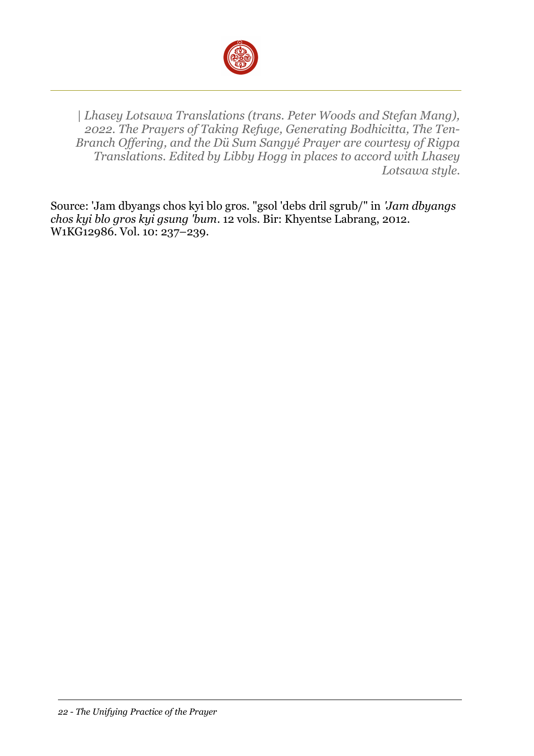*| Lhasey Lotsawa Translations (trans. Peter Woods and Stefan Mang), 2022. The Prayers of Taking Refuge, Generating Bodhicitta, The Ten-Branch Offering, and the Dü Sum Sangyé Prayer are courtesy of Rigpa Translations. Edited by Libby Hogg in places to accord with Lhasey Lotsawa style.*

Source: 'Jam dbyangs chos kyi blo gros. "gsol 'debs dril sgrub/" in *'Jam dbyangs chos kyi blo gros kyi gsung 'bum*. 12 vols. Bir: Khyentse Labrang, 2012. W1KG12986. Vol. 10: 237–239.